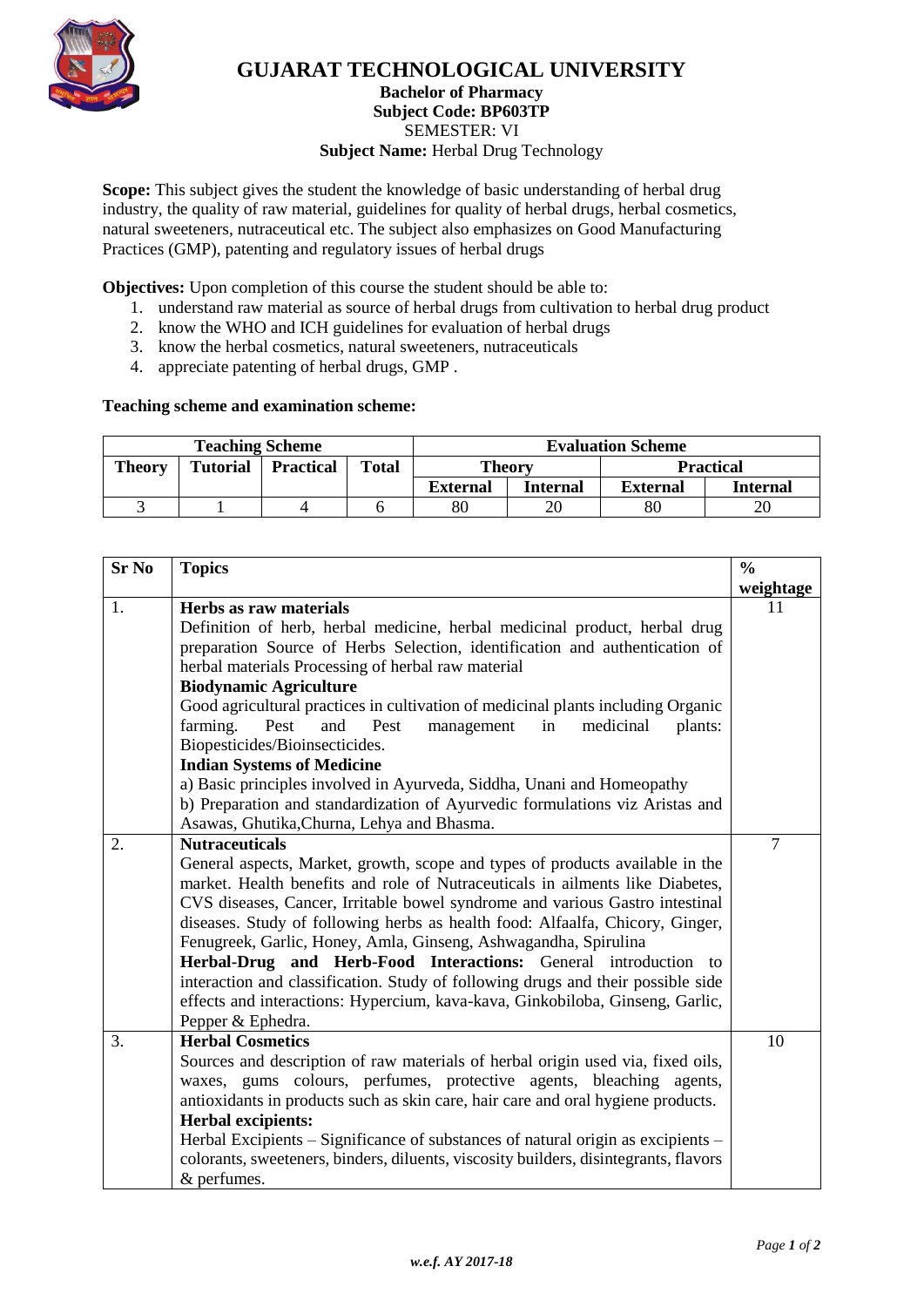# GUJARAT TECHNOLOGICAL UNIVERSITY

**Bachelor of Pharmacy**
**Subject Code: BP603TP**
SEMESTER: VI
**Subject Name:** Herbal Drug Technology

**Scope:** This subject gives the student the knowledge of basic understanding of herbal drug industry, the quality of raw material, guidelines for quality of herbal drugs, herbal cosmetics, natural sweeteners, nutraceutical etc. The subject also emphasizes on Good Manufacturing Practices (GMP), patenting and regulatory issues of herbal drugs

**Objectives:** Upon completion of this course the student should be able to:

1. understand raw material as source of herbal drugs from cultivation to herbal drug product
2. know the WHO and ICH guidelines for evaluation of herbal drugs
3. know the herbal cosmetics, natural sweeteners, nutraceuticals
4. appreciate patenting of herbal drugs, GMP .

**Teaching scheme and examination scheme:**

| Teaching Scheme | | | | Evaluation Scheme | | | |
|---|---|---|---|---|---|---|---|
| Theory | Tutorial | Practical | Total | Theory | | Practical | |
| | | | | External | Internal | External | Internal |
| 3 | 1 | 4 | 6 | 80 | 20 | 80 | 20 |

| Sr No | Topics | % weightage |
|---|---|---|
| 1. | **Herbs as raw materials** Definition of herb, herbal medicine, herbal medicinal product, herbal drug preparation Source of Herbs Selection, identification and authentication of herbal materials Processing of herbal raw material **Biodynamic Agriculture** Good agricultural practices in cultivation of medicinal plants including Organic farming. Pest and Pest management in medicinal plants: Biopesticides/Bioinsecticides. **Indian Systems of Medicine** a) Basic principles involved in Ayurveda, Siddha, Unani and Homeopathy b) Preparation and standardization of Ayurvedic formulations viz Aristas and Asawas, Ghutika,Churna, Lehya and Bhasma. | 11 |
| 2. | **Nutraceuticals** General aspects, Market, growth, scope and types of products available in the market. Health benefits and role of Nutraceuticals in ailments like Diabetes, CVS diseases, Cancer, Irritable bowel syndrome and various Gastro intestinal diseases. Study of following herbs as health food: Alfaalfa, Chicory, Ginger, Fenugreek, Garlic, Honey, Amla, Ginseng, Ashwagandha, Spirulina **Herbal-Drug and Herb-Food Interactions:** General introduction to interaction and classification. Study of following drugs and their possible side effects and interactions: Hypercium, kava-kava, Ginkobiloba, Ginseng, Garlic, Pepper & Ephedra. | 7 |
| 3. | **Herbal Cosmetics** Sources and description of raw materials of herbal origin used via, fixed oils, waxes, gums colours, perfumes, protective agents, bleaching agents, antioxidants in products such as skin care, hair care and oral hygiene products. **Herbal excipients:** Herbal Excipients – Significance of substances of natural origin as excipients – colorants, sweeteners, binders, diluents, viscosity builders, disintegrants, flavors & perfumes. | 10 |

*w.e.f. AY 2017-18*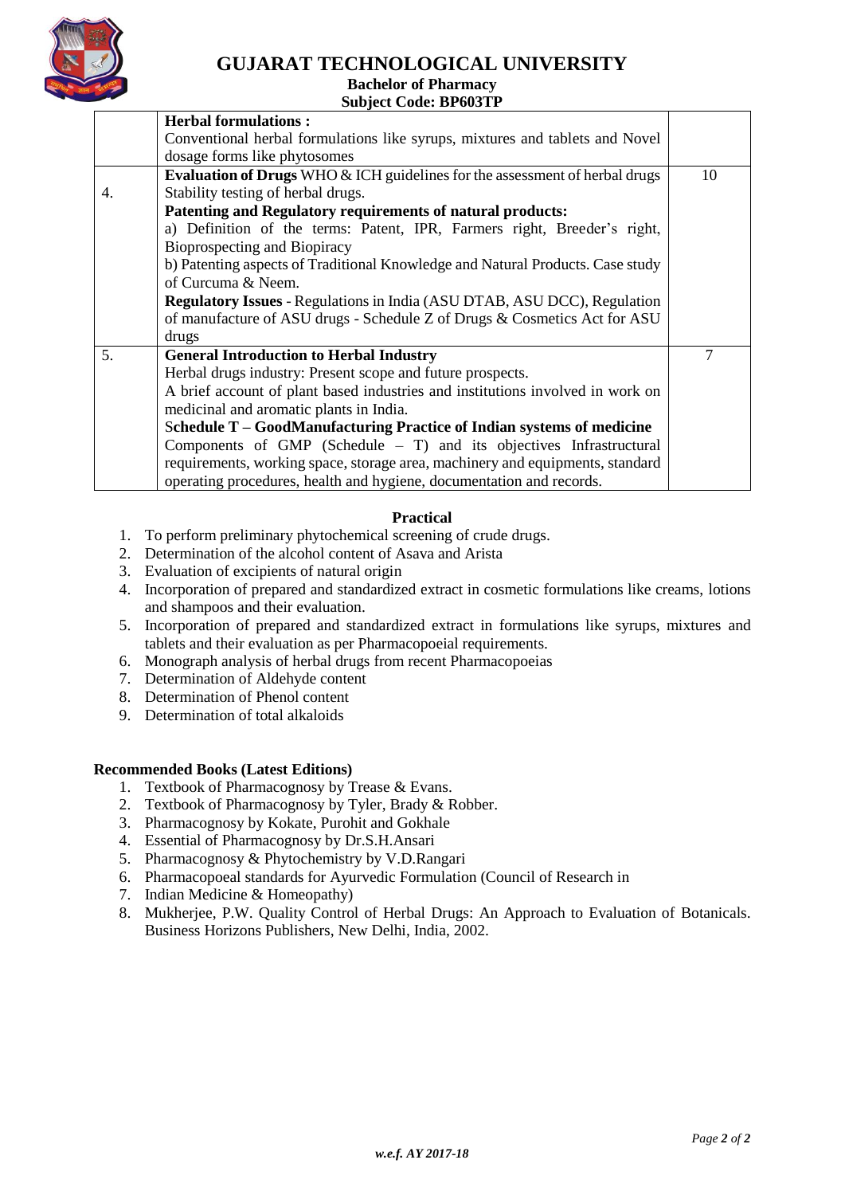# GUJARAT TECHNOLOGICAL UNIVERSITY

**Bachelor of Pharmacy**
**Subject Code: BP603TP**

| | | |
|---|---|---|
| | **Herbal formulations :** Conventional herbal formulations like syrups, mixtures and tablets and Novel dosage forms like phytosomes | |
| 4. | **Evaluation of Drugs** WHO & ICH guidelines for the assessment of herbal drugs Stability testing of herbal drugs.<br>**Patenting and Regulatory requirements of natural products:**<br>a) Definition of the terms: Patent, IPR, Farmers right, Breeder's right, Bioprospecting and Biopiracy<br>b) Patenting aspects of Traditional Knowledge and Natural Products. Case study of Curcuma & Neem.<br>**Regulatory Issues** - Regulations in India (ASU DTAB, ASU DCC), Regulation of manufacture of ASU drugs - Schedule Z of Drugs & Cosmetics Act for ASU drugs | 10 |
| 5. | **General Introduction to Herbal Industry**<br>Herbal drugs industry: Present scope and future prospects.<br>A brief account of plant based industries and institutions involved in work on medicinal and aromatic plants in India.<br>**Schedule T – GoodManufacturing Practice of Indian systems of medicine**<br>Components of GMP (Schedule – T) and its objectives Infrastructural requirements, working space, storage area, machinery and equipments, standard operating procedures, health and hygiene, documentation and records. | 7 |

## Practical

1. To perform preliminary phytochemical screening of crude drugs.
2. Determination of the alcohol content of Asava and Arista
3. Evaluation of excipients of natural origin
4. Incorporation of prepared and standardized extract in cosmetic formulations like creams, lotions and shampoos and their evaluation.
5. Incorporation of prepared and standardized extract in formulations like syrups, mixtures and tablets and their evaluation as per Pharmacopoeial requirements.
6. Monograph analysis of herbal drugs from recent Pharmacopoeias
7. Determination of Aldehyde content
8. Determination of Phenol content
9. Determination of total alkaloids

## Recommended Books (Latest Editions)

1. Textbook of Pharmacognosy by Trease & Evans.
2. Textbook of Pharmacognosy by Tyler, Brady & Robber.
3. Pharmacognosy by Kokate, Purohit and Gokhale
4. Essential of Pharmacognosy by Dr.S.H.Ansari
5. Pharmacognosy & Phytochemistry by V.D.Rangari
6. Pharmacopoeal standards for Ayurvedic Formulation (Council of Research in
7. Indian Medicine & Homeopathy)
8. Mukherjee, P.W. Quality Control of Herbal Drugs: An Approach to Evaluation of Botanicals. Business Horizons Publishers, New Delhi, India, 2002.

*w.e.f. AY 2017-18*